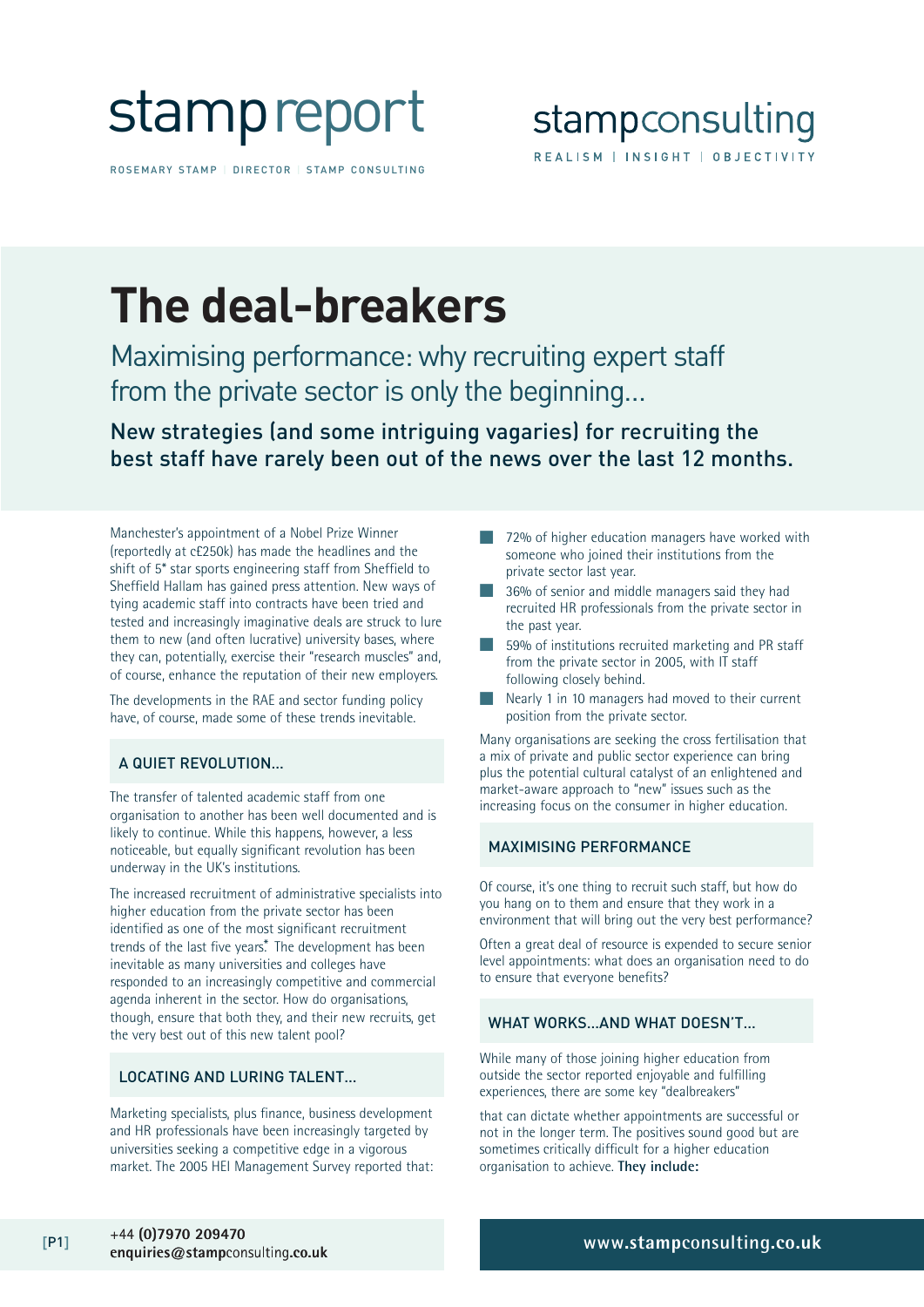# stamp report

ROSEMARY STAMP | DIRECTOR | STAMP CONSULTING

stampconsulting

REALISM | INSIGHT | OBJECTIVITY

# The deal-breakers

## Maximising performance: why recruiting expert staff from the private sector is only the beginning...

**New strategies (and some intriguing vagaries) for recruiting the best staff have rarely been out of the news over the last 12 months.**

Manchester's appointment of a Nobel Prize Winner (reportedly at c£250k) has made the headlines and the shift of 5* star sports engineering staff from Sheffield to Sheffield Hallam has gained press attention. New ways of tying academic staff into contracts have been tried and tested and increasingly imaginative deals are struck to lure them to new (and often lucrative) university bases, where they can, potentially, exercise their "research muscles" and, of course, enhance the reputation of their new employers.

The developments in the RAE and sector funding policy have, of course, made some of these trends inevitable.

### A QUIET REVOLUTION...

The transfer of talented academic staff from one organisation to another has been well documented and is likely to continue. While this happens, however, a less noticeable, but equally significant revolution has been underway in the UK's institutions.

The increased recruitment of administrative specialists into higher education from the private sector has been identified as one of the most significant recruitment trends of the last five years*. The development has been inevitable as many universities and colleges have responded to an increasingly competitive and commercial agenda inherent in the sector. How do organisations, though, ensure that both they, and their new recruits, get the very best out of this new talent pool?

### LOCATING AND LURING TALENT...

Marketing specialists, plus finance, business development and HR professionals have been increasingly targeted by universities seeking a competitive edge in a vigorous market. The 2005 HEI Management Survey reported that:

- 72% of higher education managers have worked with someone who joined their institutions from the private sector last year.
- 36% of senior and middle managers said they had recruited HR professionals from the private sector in the past year.
- 59% of institutions recruited marketing and PR staff from the private sector in 2005, with IT staff following closely behind.
- Nearly 1 in 10 managers had moved to their current position from the private sector.

Many organisations are seeking the cross fertilisation that a mix of private and public sector experience can bring plus the potential cultural catalyst of an enlightened and market-aware approach to "new" issues such as the increasing focus on the consumer in higher education.

### MAXIMISING PERFORMANCE

Of course, it's one thing to recruit such staff, but how do you hang on to them and ensure that they work in a environment that will bring out the very best performance?

Often a great deal of resource is expended to secure senior level appointments: what does an organisation need to do to ensure that everyone benefits?

### WHAT WORKS...AND WHAT DOESN'T...

While many of those joining higher education from outside the sector reported enjoyable and fulfilling experiences, there are some key "dealbreakers"

that can dictate whether appointments are successful or not in the longer term. The positives sound good but are sometimes critically difficult for a higher education organisation to achieve. **They include:**

+44 **(0)7970 209470**
**enquiries@stampconsulting.co.uk**

**www.stampconsulting.co.uk**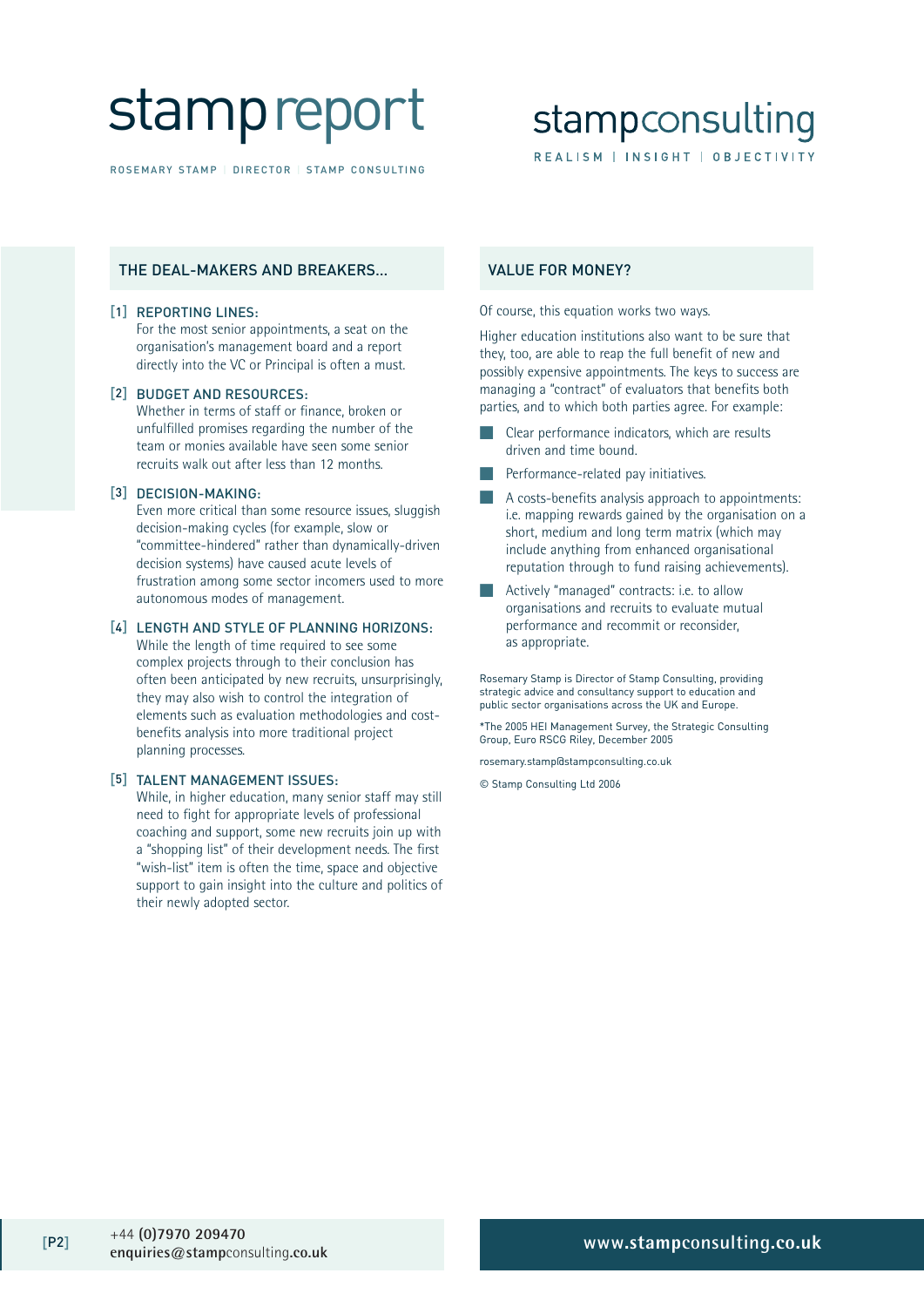# stamp report

ROSEMARY STAMP | DIRECTOR | STAMP CONSULTING

stampconsulting

REALISM | INSIGHT | OBJECTIVITY

## THE DEAL-MAKERS AND BREAKERS...

[1] **REPORTING LINES:**
For the most senior appointments, a seat on the organisation's management board and a report directly into the VC or Principal is often a must.

[2] **BUDGET AND RESOURCES:**
Whether in terms of staff or finance, broken or unfulfilled promises regarding the number of the team or monies available have seen some senior recruits walk out after less than 12 months.

[3] **DECISION-MAKING:**
Even more critical than some resource issues, sluggish decision-making cycles (for example, slow or "committee-hindered" rather than dynamically-driven decision systems) have caused acute levels of frustration among some sector incomers used to more autonomous modes of management.

[4] **LENGTH AND STYLE OF PLANNING HORIZONS:**
While the length of time required to see some complex projects through to their conclusion has often been anticipated by new recruits, unsurprisingly, they may also wish to control the integration of elements such as evaluation methodologies and cost-benefits analysis into more traditional project planning processes.

[5] **TALENT MANAGEMENT ISSUES:**
While, in higher education, many senior staff may still need to fight for appropriate levels of professional coaching and support, some new recruits join up with a "shopping list" of their development needs. The first "wish-list" item is often the time, space and objective support to gain insight into the culture and politics of their newly adopted sector.

## VALUE FOR MONEY?

Of course, this equation works two ways.

Higher education institutions also want to be sure that they, too, are able to reap the full benefit of new and possibly expensive appointments. The keys to success are managing a "contract" of evaluators that benefits both parties, and to which both parties agree. For example:

- Clear performance indicators, which are results driven and time bound.
- Performance-related pay initiatives.
- A costs-benefits analysis approach to appointments: i.e. mapping rewards gained by the organisation on a short, medium and long term matrix (which may include anything from enhanced organisational reputation through to fund raising achievements).
- Actively "managed" contracts: i.e. to allow organisations and recruits to evaluate mutual performance and recommit or reconsider, as appropriate.

Rosemary Stamp is Director of Stamp Consulting, providing strategic advice and consultancy support to education and public sector organisations across the UK and Europe.

*The 2005 HEI Management Survey, the Strategic Consulting Group, Euro RSCG Riley, December 2005

rosemary.stamp@stampconsulting.co.uk

© Stamp Consulting Ltd 2006

+44 (0)7970 209470
enquiries@stampconsulting.co.uk

www.stampconsulting.co.uk